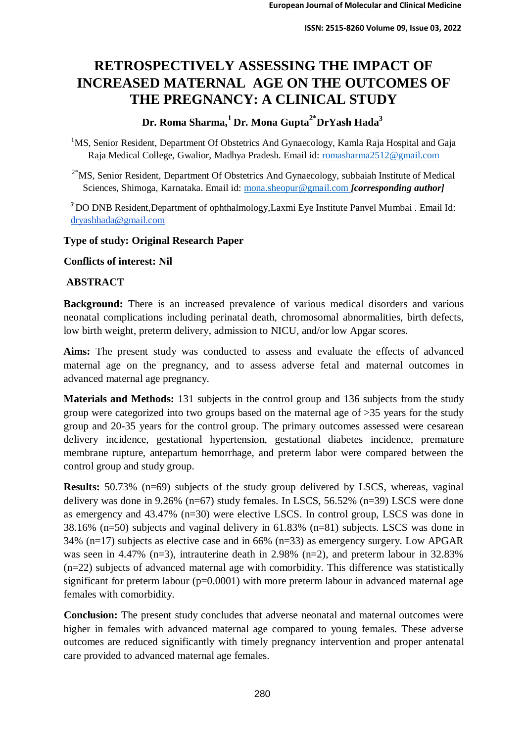# RETROSPECTIVELY ASSESSING THE IMPACT OF INCREASED MATERNAL AGE ON THE OUTCOMES OF THE PREGNANCY: A CLINICAL STUDY

**Dr. Roma Sharma,[1] Dr. Mona Gupta[2*] DrYash Hada[3]**

[1]MS, Senior Resident, Department Of Obstetrics And Gynaecology, Kamla Raja Hospital and Gaja Raja Medical College, Gwalior, Madhya Pradesh. Email id: romasharma2512@gmail.com

[2*]MS, Senior Resident, Department Of Obstetrics And Gynaecology, subbaiah Institute of Medical Sciences, Shimoga, Karnataka. Email id: mona.sheopur@gmail.com ***[corresponding author]***

[3] DO DNB Resident,Department of ophthalmology,Laxmi Eye Institute Panvel Mumbai . Email Id: dryashhada@gmail.com

**Type of study: Original Research Paper**

**Conflicts of interest: Nil**

## ABSTRACT

**Background:** There is an increased prevalence of various medical disorders and various neonatal complications including perinatal death, chromosomal abnormalities, birth defects, low birth weight, preterm delivery, admission to NICU, and/or low Apgar scores.

**Aims:** The present study was conducted to assess and evaluate the effects of advanced maternal age on the pregnancy, and to assess adverse fetal and maternal outcomes in advanced maternal age pregnancy.

**Materials and Methods:** 131 subjects in the control group and 136 subjects from the study group were categorized into two groups based on the maternal age of >35 years for the study group and 20-35 years for the control group. The primary outcomes assessed were cesarean delivery incidence, gestational hypertension, gestational diabetes incidence, premature membrane rupture, antepartum hemorrhage, and preterm labor were compared between the control group and study group.

**Results:** 50.73% (n=69) subjects of the study group delivered by LSCS, whereas, vaginal delivery was done in 9.26% (n=67) study females. In LSCS, 56.52% (n=39) LSCS were done as emergency and 43.47% (n=30) were elective LSCS. In control group, LSCS was done in 38.16% (n=50) subjects and vaginal delivery in 61.83% (n=81) subjects. LSCS was done in 34% (n=17) subjects as elective case and in 66% (n=33) as emergency surgery. Low APGAR was seen in 4.47% (n=3), intrauterine death in 2.98% (n=2), and preterm labour in 32.83% (n=22) subjects of advanced maternal age with comorbidity. This difference was statistically significant for preterm labour (p=0.0001) with more preterm labour in advanced maternal age females with comorbidity.

**Conclusion:** The present study concludes that adverse neonatal and maternal outcomes were higher in females with advanced maternal age compared to young females. These adverse outcomes are reduced significantly with timely pregnancy intervention and proper antenatal care provided to advanced maternal age females.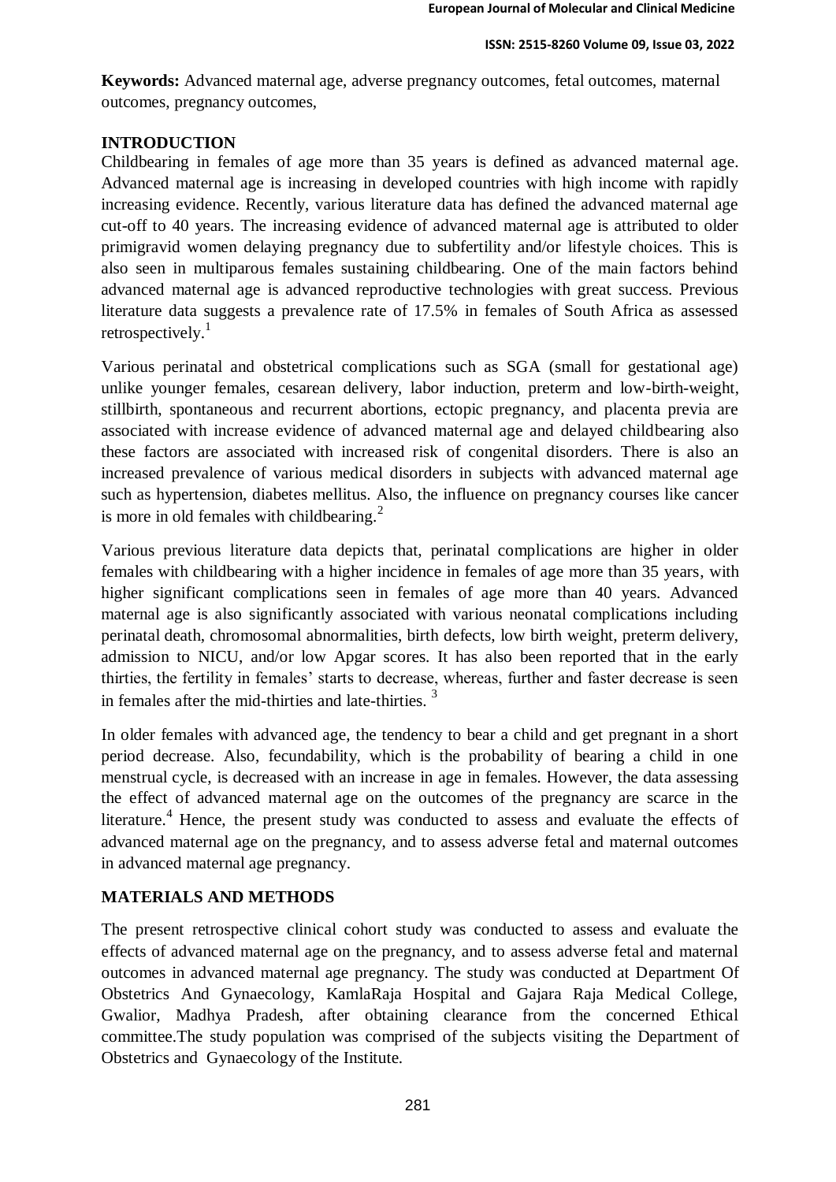**Keywords:** Advanced maternal age, adverse pregnancy outcomes, fetal outcomes, maternal outcomes, pregnancy outcomes,

## INTRODUCTION

Childbearing in females of age more than 35 years is defined as advanced maternal age. Advanced maternal age is increasing in developed countries with high income with rapidly increasing evidence. Recently, various literature data has defined the advanced maternal age cut-off to 40 years. The increasing evidence of advanced maternal age is attributed to older primigravid women delaying pregnancy due to subfertility and/or lifestyle choices. This is also seen in multiparous females sustaining childbearing. One of the main factors behind advanced maternal age is advanced reproductive technologies with great success. Previous literature data suggests a prevalence rate of 17.5% in females of South Africa as assessed retrospectively.[1]

Various perinatal and obstetrical complications such as SGA (small for gestational age) unlike younger females, cesarean delivery, labor induction, preterm and low-birth-weight, stillbirth, spontaneous and recurrent abortions, ectopic pregnancy, and placenta previa are associated with increase evidence of advanced maternal age and delayed childbearing also these factors are associated with increased risk of congenital disorders. There is also an increased prevalence of various medical disorders in subjects with advanced maternal age such as hypertension, diabetes mellitus. Also, the influence on pregnancy courses like cancer is more in old females with childbearing.[2]

Various previous literature data depicts that, perinatal complications are higher in older females with childbearing with a higher incidence in females of age more than 35 years, with higher significant complications seen in females of age more than 40 years. Advanced maternal age is also significantly associated with various neonatal complications including perinatal death, chromosomal abnormalities, birth defects, low birth weight, preterm delivery, admission to NICU, and/or low Apgar scores. It has also been reported that in the early thirties, the fertility in females' starts to decrease, whereas, further and faster decrease is seen in females after the mid-thirties and late-thirties.[3]

In older females with advanced age, the tendency to bear a child and get pregnant in a short period decrease. Also, fecundability, which is the probability of bearing a child in one menstrual cycle, is decreased with an increase in age in females. However, the data assessing the effect of advanced maternal age on the outcomes of the pregnancy are scarce in the literature.[4] Hence, the present study was conducted to assess and evaluate the effects of advanced maternal age on the pregnancy, and to assess adverse fetal and maternal outcomes in advanced maternal age pregnancy.

## MATERIALS AND METHODS

The present retrospective clinical cohort study was conducted to assess and evaluate the effects of advanced maternal age on the pregnancy, and to assess adverse fetal and maternal outcomes in advanced maternal age pregnancy. The study was conducted at Department Of Obstetrics And Gynaecology, KamlaRaja Hospital and Gajara Raja Medical College, Gwalior, Madhya Pradesh, after obtaining clearance from the concerned Ethical committee.The study population was comprised of the subjects visiting the Department of Obstetrics and Gynaecology of the Institute.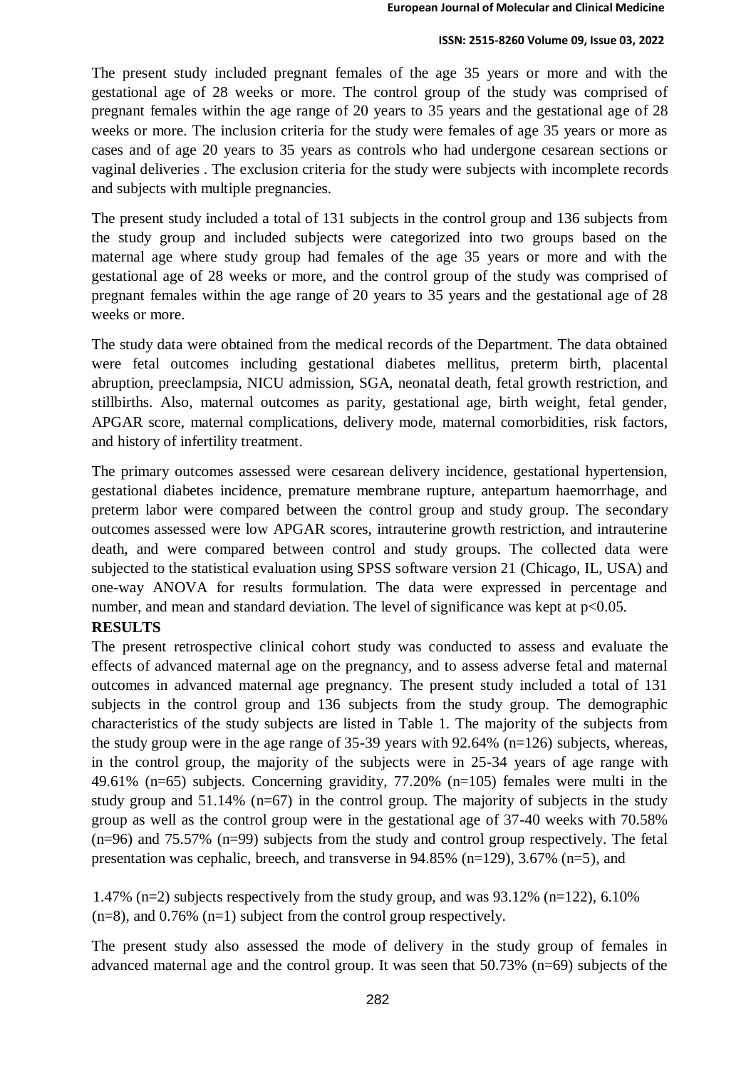The present study included pregnant females of the age 35 years or more and with the gestational age of 28 weeks or more. The control group of the study was comprised of pregnant females within the age range of 20 years to 35 years and the gestational age of 28 weeks or more. The inclusion criteria for the study were females of age 35 years or more as cases and of age 20 years to 35 years as controls who had undergone cesarean sections or vaginal deliveries . The exclusion criteria for the study were subjects with incomplete records and subjects with multiple pregnancies.

The present study included a total of 131 subjects in the control group and 136 subjects from the study group and included subjects were categorized into two groups based on the maternal age where study group had females of the age 35 years or more and with the gestational age of 28 weeks or more, and the control group of the study was comprised of pregnant females within the age range of 20 years to 35 years and the gestational age of 28 weeks or more.

The study data were obtained from the medical records of the Department. The data obtained were fetal outcomes including gestational diabetes mellitus, preterm birth, placental abruption, preeclampsia, NICU admission, SGA, neonatal death, fetal growth restriction, and stillbirths. Also, maternal outcomes as parity, gestational age, birth weight, fetal gender, APGAR score, maternal complications, delivery mode, maternal comorbidities, risk factors, and history of infertility treatment.

The primary outcomes assessed were cesarean delivery incidence, gestational hypertension, gestational diabetes incidence, premature membrane rupture, antepartum haemorrhage, and preterm labor were compared between the control group and study group. The secondary outcomes assessed were low APGAR scores, intrauterine growth restriction, and intrauterine death, and were compared between control and study groups. The collected data were subjected to the statistical evaluation using SPSS software version 21 (Chicago, IL, USA) and one-way ANOVA for results formulation. The data were expressed in percentage and number, and mean and standard deviation. The level of significance was kept at $p<0.05$.

## RESULTS

The present retrospective clinical cohort study was conducted to assess and evaluate the effects of advanced maternal age on the pregnancy, and to assess adverse fetal and maternal outcomes in advanced maternal age pregnancy. The present study included a total of 131 subjects in the control group and 136 subjects from the study group. The demographic characteristics of the study subjects are listed in Table 1. The majority of the subjects from the study group were in the age range of 35-39 years with 92.64% (n=126) subjects, whereas, in the control group, the majority of the subjects were in 25-34 years of age range with 49.61% (n=65) subjects. Concerning gravidity, 77.20% (n=105) females were multi in the study group and 51.14% (n=67) in the control group. The majority of subjects in the study group as well as the control group were in the gestational age of 37-40 weeks with 70.58% (n=96) and 75.57% (n=99) subjects from the study and control group respectively. The fetal presentation was cephalic, breech, and transverse in 94.85% (n=129), 3.67% (n=5), and 1.47% (n=2) subjects respectively from the study group, and was 93.12% (n=122), 6.10% (n=8), and 0.76% (n=1) subject from the control group respectively.

The present study also assessed the mode of delivery in the study group of females in advanced maternal age and the control group. It was seen that 50.73% (n=69) subjects of the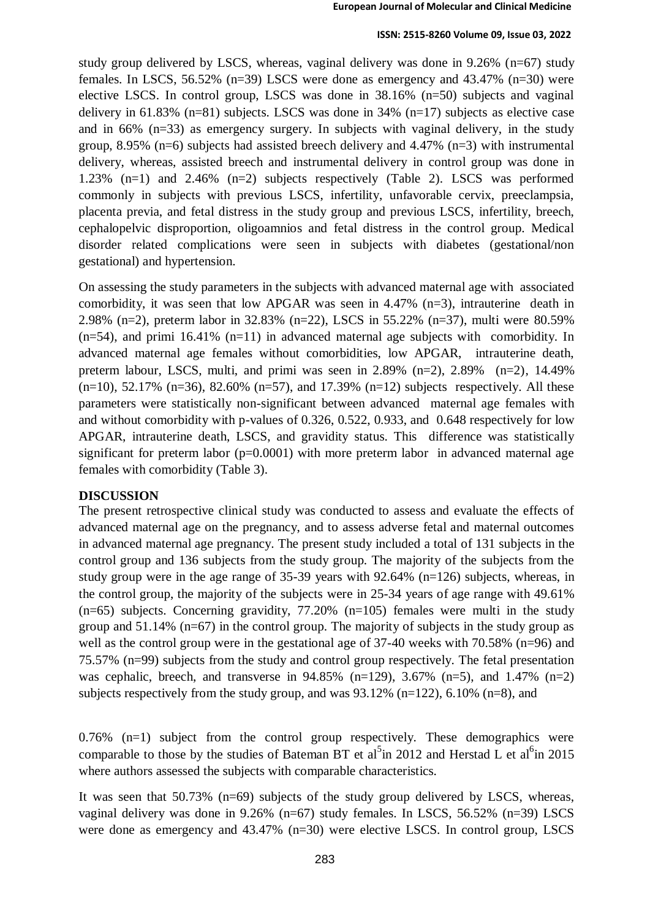study group delivered by LSCS, whereas, vaginal delivery was done in 9.26% (n=67) study females. In LSCS, 56.52% (n=39) LSCS were done as emergency and 43.47% (n=30) were elective LSCS. In control group, LSCS was done in 38.16% (n=50) subjects and vaginal delivery in 61.83% (n=81) subjects. LSCS was done in 34% (n=17) subjects as elective case and in 66% (n=33) as emergency surgery. In subjects with vaginal delivery, in the study group, 8.95% (n=6) subjects had assisted breech delivery and 4.47% (n=3) with instrumental delivery, whereas, assisted breech and instrumental delivery in control group was done in 1.23% (n=1) and 2.46% (n=2) subjects respectively (Table 2). LSCS was performed commonly in subjects with previous LSCS, infertility, unfavorable cervix, preeclampsia, placenta previa, and fetal distress in the study group and previous LSCS, infertility, breech, cephalopelvic disproportion, oligoamnios and fetal distress in the control group. Medical disorder related complications were seen in subjects with diabetes (gestational/non gestational) and hypertension.

On assessing the study parameters in the subjects with advanced maternal age with associated comorbidity, it was seen that low APGAR was seen in 4.47% (n=3), intrauterine death in 2.98% (n=2), preterm labor in 32.83% (n=22), LSCS in 55.22% (n=37), multi were 80.59% (n=54), and primi 16.41% (n=11) in advanced maternal age subjects with comorbidity. In advanced maternal age females without comorbidities, low APGAR, intrauterine death, preterm labour, LSCS, multi, and primi was seen in 2.89% (n=2), 2.89% (n=2), 14.49% (n=10), 52.17% (n=36), 82.60% (n=57), and 17.39% (n=12) subjects respectively. All these parameters were statistically non-significant between advanced maternal age females with and without comorbidity with p-values of 0.326, 0.522, 0.933, and 0.648 respectively for low APGAR, intrauterine death, LSCS, and gravidity status. This difference was statistically significant for preterm labor (p=0.0001) with more preterm labor in advanced maternal age females with comorbidity (Table 3).

## DISCUSSION

The present retrospective clinical study was conducted to assess and evaluate the effects of advanced maternal age on the pregnancy, and to assess adverse fetal and maternal outcomes in advanced maternal age pregnancy. The present study included a total of 131 subjects in the control group and 136 subjects from the study group. The majority of the subjects from the study group were in the age range of 35-39 years with 92.64% (n=126) subjects, whereas, in the control group, the majority of the subjects were in 25-34 years of age range with 49.61% (n=65) subjects. Concerning gravidity, 77.20% (n=105) females were multi in the study group and 51.14% (n=67) in the control group. The majority of subjects in the study group as well as the control group were in the gestational age of 37-40 weeks with 70.58% (n=96) and 75.57% (n=99) subjects from the study and control group respectively. The fetal presentation was cephalic, breech, and transverse in 94.85% (n=129), 3.67% (n=5), and 1.47% (n=2) subjects respectively from the study group, and was 93.12% (n=122), 6.10% (n=8), and 0.76% (n=1) subject from the control group respectively. These demographics were comparable to those by the studies of Bateman BT et al[5] in 2012 and Herstad L et al[6] in 2015 where authors assessed the subjects with comparable characteristics.

It was seen that 50.73% (n=69) subjects of the study group delivered by LSCS, whereas, vaginal delivery was done in 9.26% (n=67) study females. In LSCS, 56.52% (n=39) LSCS were done as emergency and 43.47% (n=30) were elective LSCS. In control group, LSCS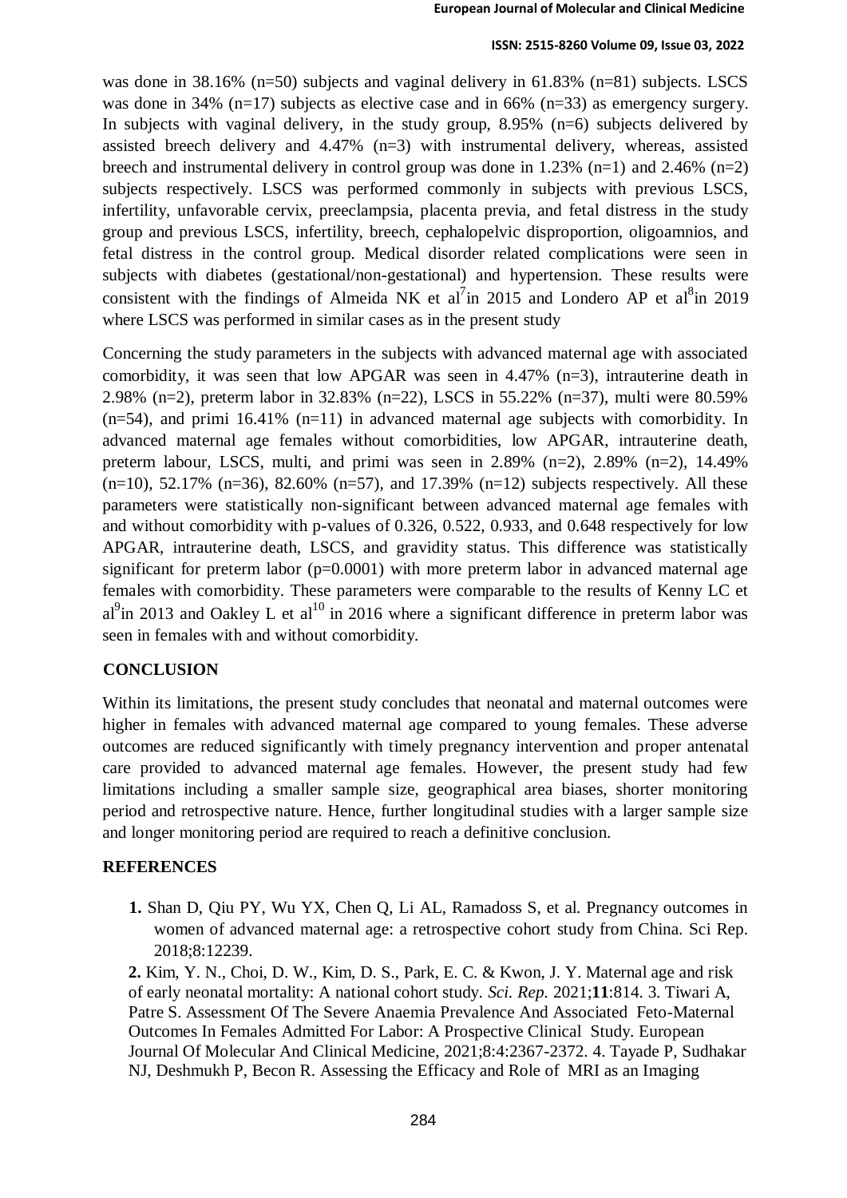was done in 38.16% (n=50) subjects and vaginal delivery in 61.83% (n=81) subjects. LSCS was done in 34% (n=17) subjects as elective case and in 66% (n=33) as emergency surgery. In subjects with vaginal delivery, in the study group, 8.95% (n=6) subjects delivered by assisted breech delivery and 4.47% (n=3) with instrumental delivery, whereas, assisted breech and instrumental delivery in control group was done in 1.23% (n=1) and 2.46% (n=2) subjects respectively. LSCS was performed commonly in subjects with previous LSCS, infertility, unfavorable cervix, preeclampsia, placenta previa, and fetal distress in the study group and previous LSCS, infertility, breech, cephalopelvic disproportion, oligoamnios, and fetal distress in the control group. Medical disorder related complications were seen in subjects with diabetes (gestational/non-gestational) and hypertension. These results were consistent with the findings of Almeida NK et al[7]in 2015 and Londero AP et al[8]in 2019 where LSCS was performed in similar cases as in the present study

Concerning the study parameters in the subjects with advanced maternal age with associated comorbidity, it was seen that low APGAR was seen in 4.47% (n=3), intrauterine death in 2.98% (n=2), preterm labor in 32.83% (n=22), LSCS in 55.22% (n=37), multi were 80.59% (n=54), and primi 16.41% (n=11) in advanced maternal age subjects with comorbidity. In advanced maternal age females without comorbidities, low APGAR, intrauterine death, preterm labour, LSCS, multi, and primi was seen in 2.89% (n=2), 2.89% (n=2), 14.49% (n=10), 52.17% (n=36), 82.60% (n=57), and 17.39% (n=12) subjects respectively. All these parameters were statistically non-significant between advanced maternal age females with and without comorbidity with p-values of 0.326, 0.522, 0.933, and 0.648 respectively for low APGAR, intrauterine death, LSCS, and gravidity status. This difference was statistically significant for preterm labor (p=0.0001) with more preterm labor in advanced maternal age females with comorbidity. These parameters were comparable to the results of Kenny LC et al[9]in 2013 and Oakley L et al[10] in 2016 where a significant difference in preterm labor was seen in females with and without comorbidity.

## CONCLUSION

Within its limitations, the present study concludes that neonatal and maternal outcomes were higher in females with advanced maternal age compared to young females. These adverse outcomes are reduced significantly with timely pregnancy intervention and proper antenatal care provided to advanced maternal age females. However, the present study had few limitations including a smaller sample size, geographical area biases, shorter monitoring period and retrospective nature. Hence, further longitudinal studies with a larger sample size and longer monitoring period are required to reach a definitive conclusion.

## REFERENCES

1. Shan D, Qiu PY, Wu YX, Chen Q, Li AL, Ramadoss S, et al. Pregnancy outcomes in women of advanced maternal age: a retrospective cohort study from China. Sci Rep. 2018;8:12239.

**2.** Kim, Y. N., Choi, D. W., Kim, D. S., Park, E. C. & Kwon, J. Y. Maternal age and risk of early neonatal mortality: A national cohort study. *Sci. Rep.* 2021;**11**:814. 3. Tiwari A, Patre S. Assessment Of The Severe Anaemia Prevalence And Associated Feto-Maternal Outcomes In Females Admitted For Labor: A Prospective Clinical Study. European Journal Of Molecular And Clinical Medicine, 2021;8:4:2367-2372. 4. Tayade P, Sudhakar NJ, Deshmukh P, Becon R. Assessing the Efficacy and Role of MRI as an Imaging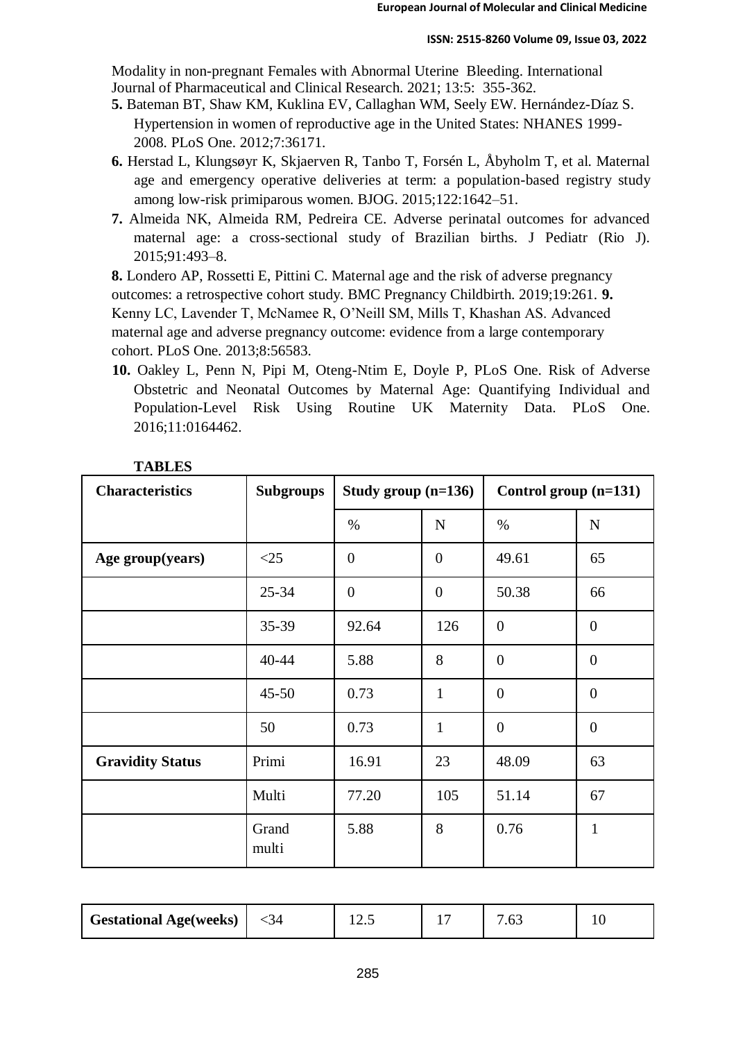Modality in non-pregnant Females with Abnormal Uterine Bleeding. International Journal of Pharmaceutical and Clinical Research. 2021; 13:5: 355-362.

**5.** Bateman BT, Shaw KM, Kuklina EV, Callaghan WM, Seely EW. Hernández-Díaz S. Hypertension in women of reproductive age in the United States: NHANES 1999-2008. PLoS One. 2012;7:36171.

**6.** Herstad L, Klungsøyr K, Skjaerven R, Tanbo T, Forsén L, Åbyholm T, et al. Maternal age and emergency operative deliveries at term: a population-based registry study among low-risk primiparous women. BJOG. 2015;122:1642–51.

**7.** Almeida NK, Almeida RM, Pedreira CE. Adverse perinatal outcomes for advanced maternal age: a cross-sectional study of Brazilian births. J Pediatr (Rio J). 2015;91:493–8.

**8.** Londero AP, Rossetti E, Pittini C. Maternal age and the risk of adverse pregnancy outcomes: a retrospective cohort study. BMC Pregnancy Childbirth. 2019;19:261.

**9.** Kenny LC, Lavender T, McNamee R, O'Neill SM, Mills T, Khashan AS. Advanced maternal age and adverse pregnancy outcome: evidence from a large contemporary cohort. PLoS One. 2013;8:56583.

**10.** Oakley L, Penn N, Pipi M, Oteng-Ntim E, Doyle P, PLoS One. Risk of Adverse Obstetric and Neonatal Outcomes by Maternal Age: Quantifying Individual and Population-Level Risk Using Routine UK Maternity Data. PLoS One. 2016;11:0164462.

**TABLES**

| Characteristics | Subgroups | Study group (n=136) | | Control group (n=131) | |
|---|---|---|---|---|---|
| | | % | N | % | N |
| **Age group(years)** | <25 | 0 | 0 | 49.61 | 65 |
| | 25-34 | 0 | 0 | 50.38 | 66 |
| | 35-39 | 92.64 | 126 | 0 | 0 |
| | 40-44 | 5.88 | 8 | 0 | 0 |
| | 45-50 | 0.73 | 1 | 0 | 0 |
| | 50 | 0.73 | 1 | 0 | 0 |
| **Gravidity Status** | Primi | 16.91 | 23 | 48.09 | 63 |
| | Multi | 77.20 | 105 | 51.14 | 67 |
| | Grand multi | 5.88 | 8 | 0.76 | 1 |
| **Gestational Age(weeks)** | <34 | 12.5 | 17 | 7.63 | 10 |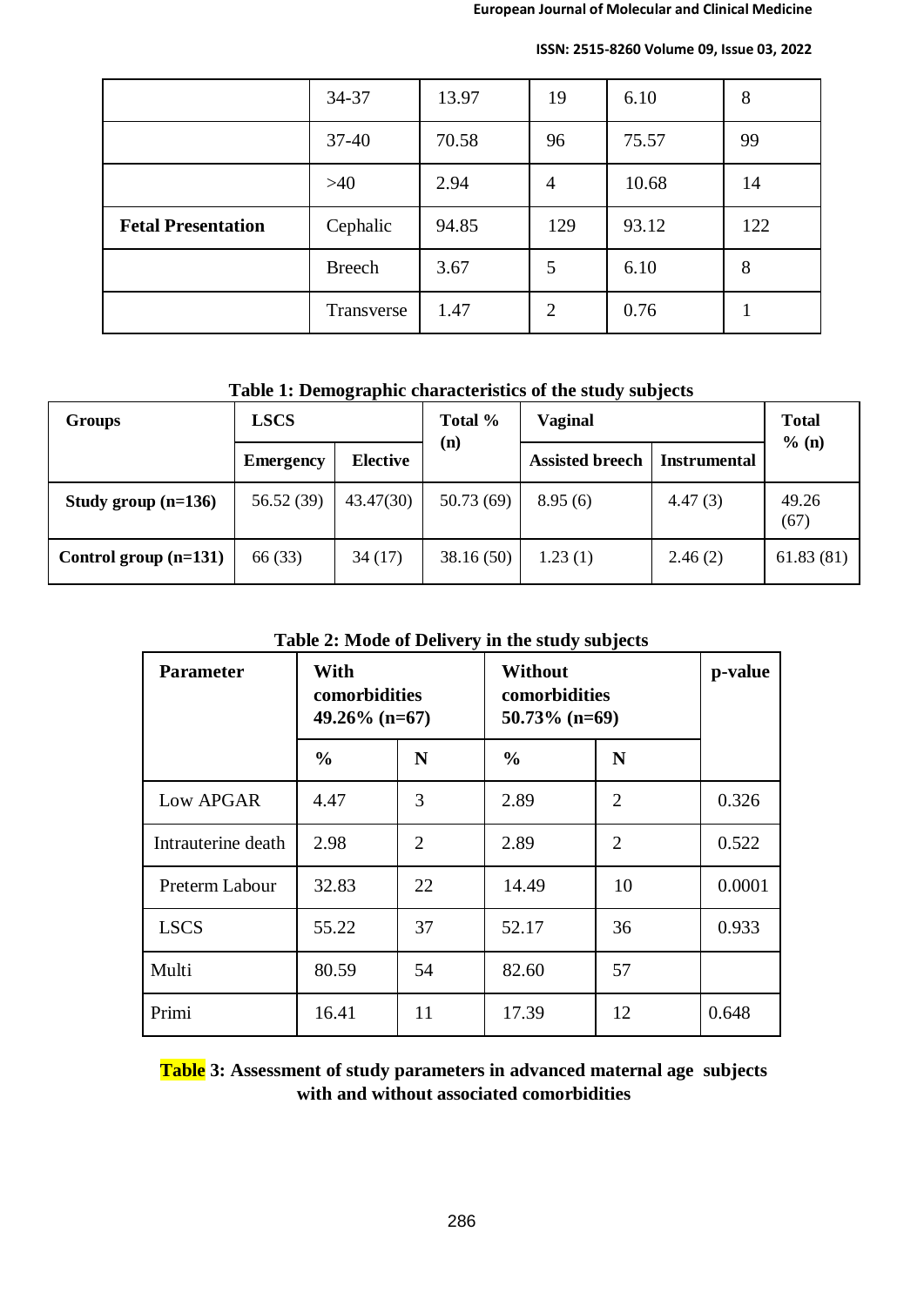| | | | | | |
|---|---|---|---|---|---|
| | 34-37 | 13.97 | 19 | 6.10 | 8 |
| | 37-40 | 70.58 | 96 | 75.57 | 99 |
| | >40 | 2.94 | 4 | 10.68 | 14 |
| **Fetal Presentation** | Cephalic | 94.85 | 129 | 93.12 | 122 |
| | Breech | 3.67 | 5 | 6.10 | 8 |
| | Transverse | 1.47 | 2 | 0.76 | 1 |

**Table 1: Demographic characteristics of the study subjects**

| **Groups** | **LSCS** | | **Total % (n)** | **Vaginal** | | **Total % (n)** |
|---|---|---|---|---|---|---|
| | **Emergency** | **Elective** | | **Assisted breech** | **Instrumental** | |
| **Study group (n=136)** | 56.52 (39) | 43.47(30) | 50.73 (69) | 8.95 (6) | 4.47 (3) | 49.26 (67) |
| **Control group (n=131)** | 66 (33) | 34 (17) | 38.16 (50) | 1.23 (1) | 2.46 (2) | 61.83 (81) |

**Table 2: Mode of Delivery in the study subjects**

| **Parameter** | **With comorbidities 49.26% (n=67)** | | **Without comorbidities 50.73% (n=69)** | | **p-value** |
|---|---|---|---|---|---|
| | **%** | **N** | **%** | **N** | |
| Low APGAR | 4.47 | 3 | 2.89 | 2 | 0.326 |
| Intrauterine death | 2.98 | 2 | 2.89 | 2 | 0.522 |
| Preterm Labour | 32.83 | 22 | 14.49 | 10 | 0.0001 |
| LSCS | 55.22 | 37 | 52.17 | 36 | 0.933 |
| Multi | 80.59 | 54 | 82.60 | 57 | |
| Primi | 16.41 | 11 | 17.39 | 12 | 0.648 |

**Table 3: Assessment of study parameters in advanced maternal age subjects with and without associated comorbidities**